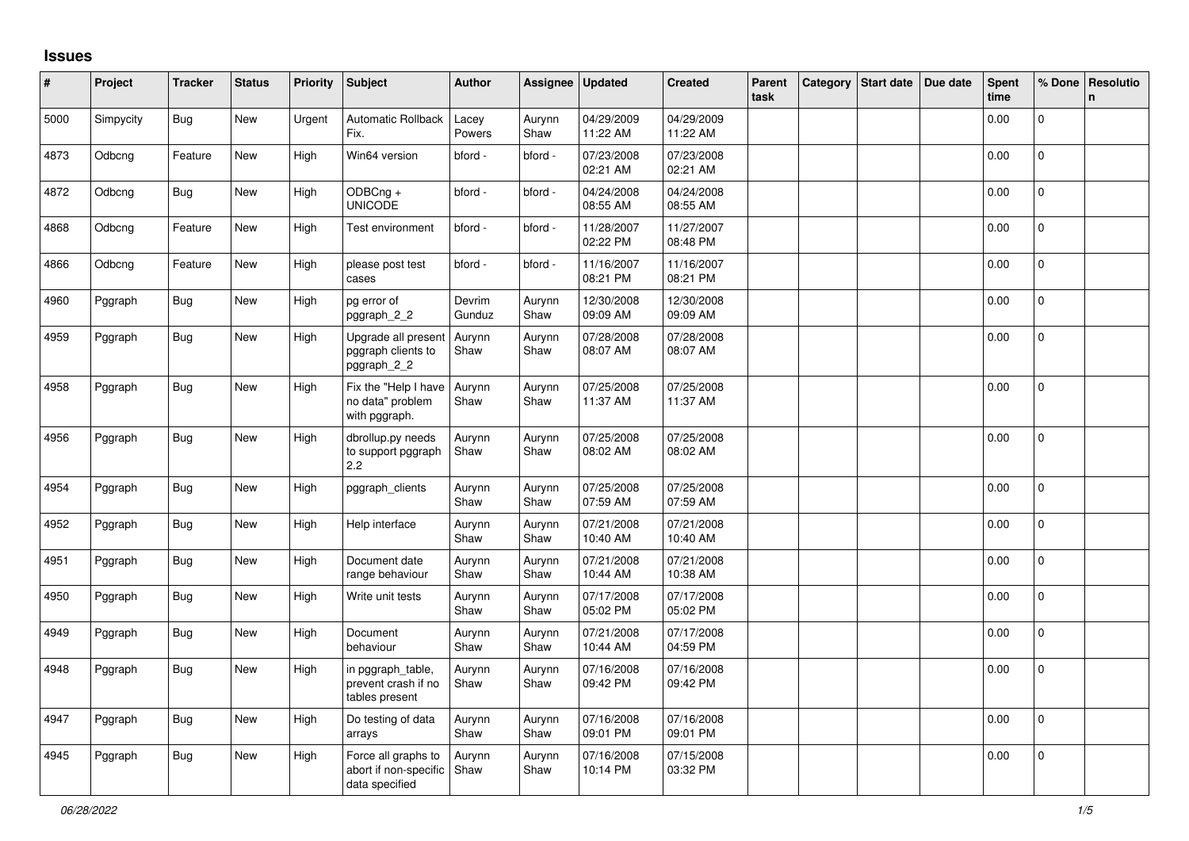# Issues

| # | Project | Tracker | Status | Priority | Subject | Author | Assignee | Updated | Created | Parent task | Category | Start date | Due date | Spent time | % Done | Resolution |
|---|---|---|---|---|---|---|---|---|---|---|---|---|---|---|---|---|
| 5000 | Simpycity | Bug | New | Urgent | Automatic Rollback Fix. | Lacey Powers | Aurynn Shaw | 04/29/2009 11:22 AM | 04/29/2009 11:22 AM | | | | | 0.00 | 0 | |
| 4873 | Odbcng | Feature | New | High | Win64 version | bford - | bford - | 07/23/2008 02:21 AM | 07/23/2008 02:21 AM | | | | | 0.00 | 0 | |
| 4872 | Odbcng | Bug | New | High | ODBCng + UNICODE | bford - | bford - | 04/24/2008 08:55 AM | 04/24/2008 08:55 AM | | | | | 0.00 | 0 | |
| 4868 | Odbcng | Feature | New | High | Test environment | bford - | bford - | 11/28/2007 02:22 PM | 11/27/2007 08:48 PM | | | | | 0.00 | 0 | |
| 4866 | Odbcng | Feature | New | High | please post test cases | bford - | bford - | 11/16/2007 08:21 PM | 11/16/2007 08:21 PM | | | | | 0.00 | 0 | |
| 4960 | Pggraph | Bug | New | High | pg error of pggraph_2_2 | Devrim Gunduz | Aurynn Shaw | 12/30/2008 09:09 AM | 12/30/2008 09:09 AM | | | | | 0.00 | 0 | |
| 4959 | Pggraph | Bug | New | High | Upgrade all present pggraph clients to pggraph_2_2 | Aurynn Shaw | Aurynn Shaw | 07/28/2008 08:07 AM | 07/28/2008 08:07 AM | | | | | 0.00 | 0 | |
| 4958 | Pggraph | Bug | New | High | Fix the "Help I have no data" problem with pggraph. | Aurynn Shaw | Aurynn Shaw | 07/25/2008 11:37 AM | 07/25/2008 11:37 AM | | | | | 0.00 | 0 | |
| 4956 | Pggraph | Bug | New | High | dbrollup.py needs to support pggraph 2.2 | Aurynn Shaw | Aurynn Shaw | 07/25/2008 08:02 AM | 07/25/2008 08:02 AM | | | | | 0.00 | 0 | |
| 4954 | Pggraph | Bug | New | High | pggraph_clients | Aurynn Shaw | Aurynn Shaw | 07/25/2008 07:59 AM | 07/25/2008 07:59 AM | | | | | 0.00 | 0 | |
| 4952 | Pggraph | Bug | New | High | Help interface | Aurynn Shaw | Aurynn Shaw | 07/21/2008 10:40 AM | 07/21/2008 10:40 AM | | | | | 0.00 | 0 | |
| 4951 | Pggraph | Bug | New | High | Document date range behaviour | Aurynn Shaw | Aurynn Shaw | 07/21/2008 10:44 AM | 07/21/2008 10:38 AM | | | | | 0.00 | 0 | |
| 4950 | Pggraph | Bug | New | High | Write unit tests | Aurynn Shaw | Aurynn Shaw | 07/17/2008 05:02 PM | 07/17/2008 05:02 PM | | | | | 0.00 | 0 | |
| 4949 | Pggraph | Bug | New | High | Document behaviour | Aurynn Shaw | Aurynn Shaw | 07/21/2008 10:44 AM | 07/17/2008 04:59 PM | | | | | 0.00 | 0 | |
| 4948 | Pggraph | Bug | New | High | in pggraph_table, prevent crash if no tables present | Aurynn Shaw | Aurynn Shaw | 07/16/2008 09:42 PM | 07/16/2008 09:42 PM | | | | | 0.00 | 0 | |
| 4947 | Pggraph | Bug | New | High | Do testing of data arrays | Aurynn Shaw | Aurynn Shaw | 07/16/2008 09:01 PM | 07/16/2008 09:01 PM | | | | | 0.00 | 0 | |
| 4945 | Pggraph | Bug | New | High | Force all graphs to abort if non-specific data specified | Aurynn Shaw | Aurynn Shaw | 07/16/2008 10:14 PM | 07/15/2008 03:32 PM | | | | | 0.00 | 0 | |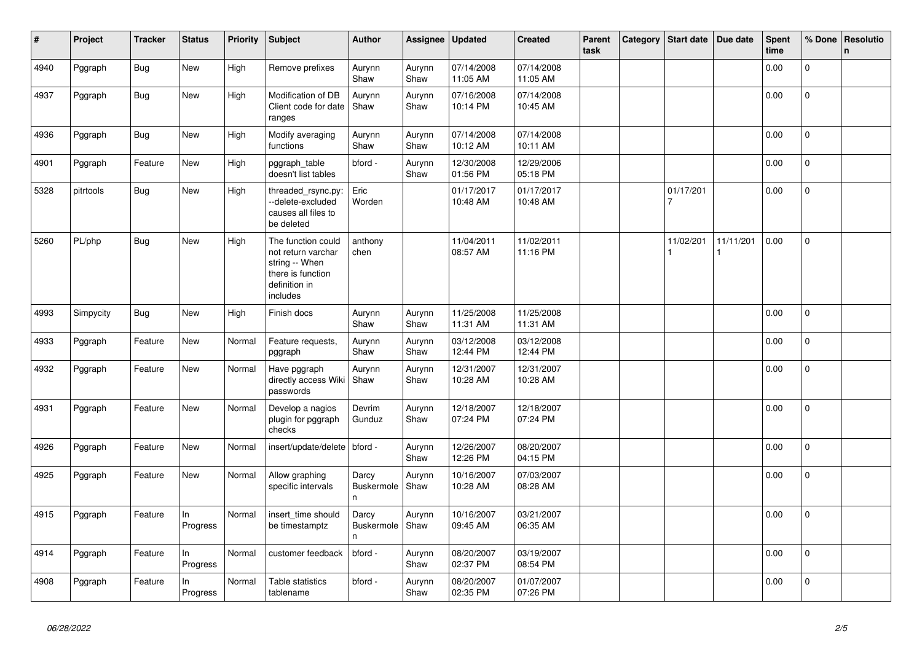| # | Project | Tracker | Status | Priority | Subject | Author | Assignee | Updated | Created | Parent task | Category | Start date | Due date | Spent time | % Done | Resolution |
|---|---|---|---|---|---|---|---|---|---|---|---|---|---|---|---|---|
| 4940 | Pggraph | Bug | New | High | Remove prefixes | Aurynn Shaw | Aurynn Shaw | 07/14/2008 11:05 AM | 07/14/2008 11:05 AM | | | | | 0.00 | 0 | |
| 4937 | Pggraph | Bug | New | High | Modification of DB Client code for date ranges | Aurynn Shaw | Aurynn Shaw | 07/16/2008 10:14 PM | 07/14/2008 10:45 AM | | | | | 0.00 | 0 | |
| 4936 | Pggraph | Bug | New | High | Modify averaging functions | Aurynn Shaw | Aurynn Shaw | 07/14/2008 10:12 AM | 07/14/2008 10:11 AM | | | | | 0.00 | 0 | |
| 4901 | Pggraph | Feature | New | High | pggraph_table doesn't list tables | bford - | Aurynn Shaw | 12/30/2008 01:56 PM | 12/29/2006 05:18 PM | | | | | 0.00 | 0 | |
| 5328 | pitrtools | Bug | New | High | threaded_rsync.py: --delete-excluded causes all files to be deleted | Eric Worden | | 01/17/2017 10:48 AM | 01/17/2017 10:48 AM | | | 01/17/2017 | | 0.00 | 0 | |
| 5260 | PL/php | Bug | New | High | The function could not return varchar string -- When there is function definition in includes | anthony chen | | 11/04/2011 08:57 AM | 11/02/2011 11:16 PM | | | 11/02/2011 | 11/11/2011 | 0.00 | 0 | |
| 4993 | Simpycity | Bug | New | High | Finish docs | Aurynn Shaw | Aurynn Shaw | 11/25/2008 11:31 AM | 11/25/2008 11:31 AM | | | | | 0.00 | 0 | |
| 4933 | Pggraph | Feature | New | Normal | Feature requests, pggraph | Aurynn Shaw | Aurynn Shaw | 03/12/2008 12:44 PM | 03/12/2008 12:44 PM | | | | | 0.00 | 0 | |
| 4932 | Pggraph | Feature | New | Normal | Have pggraph directly access Wiki passwords | Aurynn Shaw | Aurynn Shaw | 12/31/2007 10:28 AM | 12/31/2007 10:28 AM | | | | | 0.00 | 0 | |
| 4931 | Pggraph | Feature | New | Normal | Develop a nagios plugin for pggraph checks | Devrim Gunduz | Aurynn Shaw | 12/18/2007 07:24 PM | 12/18/2007 07:24 PM | | | | | 0.00 | 0 | |
| 4926 | Pggraph | Feature | New | Normal | insert/update/delete | bford - | Aurynn Shaw | 12/26/2007 12:26 PM | 08/20/2007 04:15 PM | | | | | 0.00 | 0 | |
| 4925 | Pggraph | Feature | New | Normal | Allow graphing specific intervals | Darcy Buskermolen | Aurynn Shaw | 10/16/2007 10:28 AM | 07/03/2007 08:28 AM | | | | | 0.00 | 0 | |
| 4915 | Pggraph | Feature | In Progress | Normal | insert_time should be timestamptz | Darcy Buskermolen | Aurynn Shaw | 10/16/2007 09:45 AM | 03/21/2007 06:35 AM | | | | | 0.00 | 0 | |
| 4914 | Pggraph | Feature | In Progress | Normal | customer feedback | bford - | Aurynn Shaw | 08/20/2007 02:37 PM | 03/19/2007 08:54 PM | | | | | 0.00 | 0 | |
| 4908 | Pggraph | Feature | In Progress | Normal | Table statistics tablename | bford - | Aurynn Shaw | 08/20/2007 02:35 PM | 01/07/2007 07:26 PM | | | | | 0.00 | 0 | |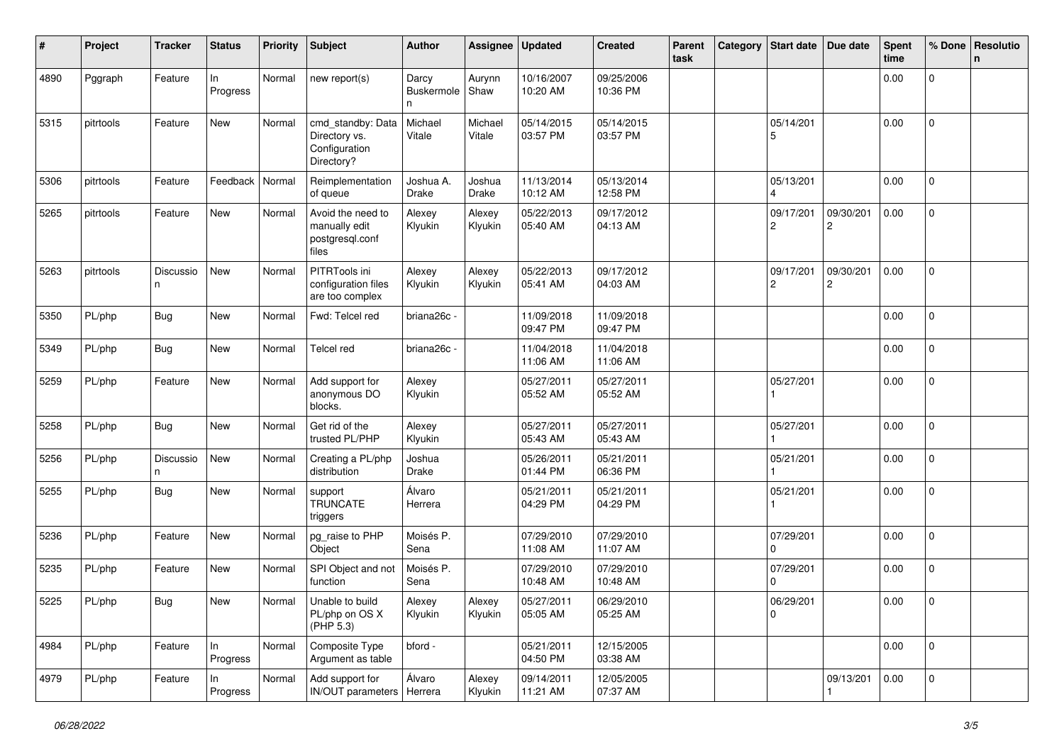| # | Project | Tracker | Status | Priority | Subject | Author | Assignee | Updated | Created | Parent task | Category | Start date | Due date | Spent time | % Done | Resolution |
|---|---|---|---|---|---|---|---|---|---|---|---|---|---|---|---|---|
| 4890 | Pggraph | Feature | In Progress | Normal | new report(s) | Darcy Buskermolen | Aurynn Shaw | 10/16/2007 10:20 AM | 09/25/2006 10:36 PM | | | | | 0.00 | 0 | |
| 5315 | pitrtools | Feature | New | Normal | cmd_standby: Data Directory vs. Configuration Directory? | Michael Vitale | Michael Vitale | 05/14/2015 03:57 PM | 05/14/2015 03:57 PM | | | 05/14/2015 | | 0.00 | 0 | |
| 5306 | pitrtools | Feature | Feedback | Normal | Reimplementation of queue | Joshua A. Drake | Joshua Drake | 11/13/2014 10:12 AM | 05/13/2014 12:58 PM | | | 05/13/2014 | | 0.00 | 0 | |
| 5265 | pitrtools | Feature | New | Normal | Avoid the need to manually edit postgresql.conf files | Alexey Klyukin | Alexey Klyukin | 05/22/2013 05:40 AM | 09/17/2012 04:13 AM | | | 09/17/2012 | 09/30/2012 | 0.00 | 0 | |
| 5263 | pitrtools | Discussion | New | Normal | PITRTools ini configuration files are too complex | Alexey Klyukin | Alexey Klyukin | 05/22/2013 05:41 AM | 09/17/2012 04:03 AM | | | 09/17/2012 | 09/30/2012 | 0.00 | 0 | |
| 5350 | PL/php | Bug | New | Normal | Fwd: Telcel red | briana26c - | | 11/09/2018 09:47 PM | 11/09/2018 09:47 PM | | | | | 0.00 | 0 | |
| 5349 | PL/php | Bug | New | Normal | Telcel red | briana26c - | | 11/04/2018 11:06 AM | 11/04/2018 11:06 AM | | | | | 0.00 | 0 | |
| 5259 | PL/php | Feature | New | Normal | Add support for anonymous DO blocks. | Alexey Klyukin | | 05/27/2011 05:52 AM | 05/27/2011 05:52 AM | | | 05/27/2011 | | 0.00 | 0 | |
| 5258 | PL/php | Bug | New | Normal | Get rid of the trusted PL/PHP | Alexey Klyukin | | 05/27/2011 05:43 AM | 05/27/2011 05:43 AM | | | 05/27/2011 | | 0.00 | 0 | |
| 5256 | PL/php | Discussion | New | Normal | Creating a PL/php distribution | Joshua Drake | | 05/26/2011 01:44 PM | 05/21/2011 06:36 PM | | | 05/21/2011 | | 0.00 | 0 | |
| 5255 | PL/php | Bug | New | Normal | support TRUNCATE triggers | Álvaro Herrera | | 05/21/2011 04:29 PM | 05/21/2011 04:29 PM | | | 05/21/2011 | | 0.00 | 0 | |
| 5236 | PL/php | Feature | New | Normal | pg_raise to PHP Object | Moisés P. Sena | | 07/29/2010 11:08 AM | 07/29/2010 11:07 AM | | | 07/29/2010 | | 0.00 | 0 | |
| 5235 | PL/php | Feature | New | Normal | SPI Object and not function | Moisés P. Sena | | 07/29/2010 10:48 AM | 07/29/2010 10:48 AM | | | 07/29/2010 | | 0.00 | 0 | |
| 5225 | PL/php | Bug | New | Normal | Unable to build PL/php on OS X (PHP 5.3) | Alexey Klyukin | Alexey Klyukin | 05/27/2011 05:05 AM | 06/29/2010 05:25 AM | | | 06/29/2010 | | 0.00 | 0 | |
| 4984 | PL/php | Feature | In Progress | Normal | Composite Type Argument as table | bford - | | 05/21/2011 04:50 PM | 12/15/2005 03:38 AM | | | | | 0.00 | 0 | |
| 4979 | PL/php | Feature | In Progress | Normal | Add support for IN/OUT parameters | Álvaro Herrera | Alexey Klyukin | 09/14/2011 11:21 AM | 12/05/2005 07:37 AM | | | | 09/13/2011 | 0.00 | 0 | |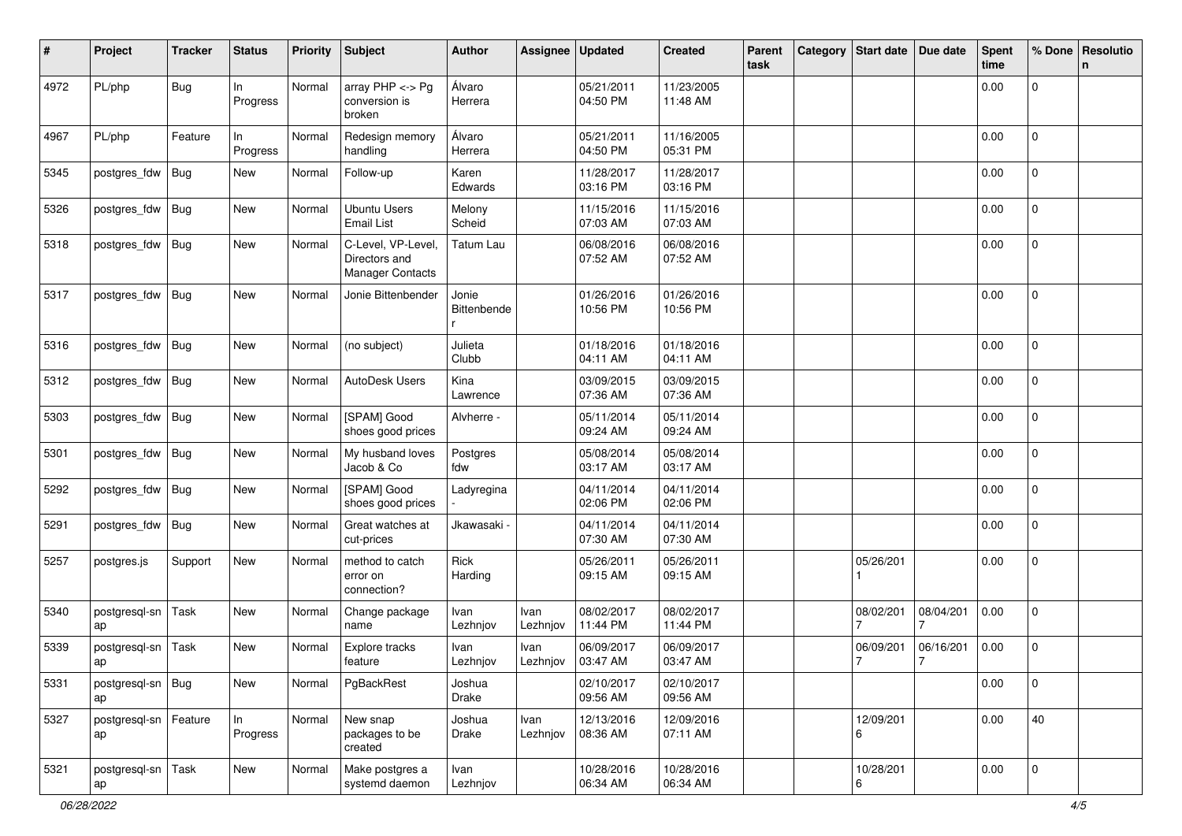| # | Project | Tracker | Status | Priority | Subject | Author | Assignee | Updated | Created | Parent task | Category | Start date | Due date | Spent time | % Done | Resolution |
|---|---|---|---|---|---|---|---|---|---|---|---|---|---|---|---|---|
| 4972 | PL/php | Bug | In Progress | Normal | array PHP <-> Pg conversion is broken | Álvaro Herrera | | 05/21/2011 04:50 PM | 11/23/2005 11:48 AM | | | | | 0.00 | 0 | |
| 4967 | PL/php | Feature | In Progress | Normal | Redesign memory handling | Álvaro Herrera | | 05/21/2011 04:50 PM | 11/16/2005 05:31 PM | | | | | 0.00 | 0 | |
| 5345 | postgres_fdw | Bug | New | Normal | Follow-up | Karen Edwards | | 11/28/2017 03:16 PM | 11/28/2017 03:16 PM | | | | | 0.00 | 0 | |
| 5326 | postgres_fdw | Bug | New | Normal | Ubuntu Users Email List | Melony Scheid | | 11/15/2016 07:03 AM | 11/15/2016 07:03 AM | | | | | 0.00 | 0 | |
| 5318 | postgres_fdw | Bug | New | Normal | C-Level, VP-Level, Directors and Manager Contacts | Tatum Lau | | 06/08/2016 07:52 AM | 06/08/2016 07:52 AM | | | | | 0.00 | 0 | |
| 5317 | postgres_fdw | Bug | New | Normal | Jonie Bittenbender | Jonie Bittenbender | | 01/26/2016 10:56 PM | 01/26/2016 10:56 PM | | | | | 0.00 | 0 | |
| 5316 | postgres_fdw | Bug | New | Normal | (no subject) | Julieta Clubb | | 01/18/2016 04:11 AM | 01/18/2016 04:11 AM | | | | | 0.00 | 0 | |
| 5312 | postgres_fdw | Bug | New | Normal | AutoDesk Users | Kina Lawrence | | 03/09/2015 07:36 AM | 03/09/2015 07:36 AM | | | | | 0.00 | 0 | |
| 5303 | postgres_fdw | Bug | New | Normal | [SPAM] Good shoes good prices | Alvherre - | | 05/11/2014 09:24 AM | 05/11/2014 09:24 AM | | | | | 0.00 | 0 | |
| 5301 | postgres_fdw | Bug | New | Normal | My husband loves Jacob & Co | Postgres fdw | | 05/08/2014 03:17 AM | 05/08/2014 03:17 AM | | | | | 0.00 | 0 | |
| 5292 | postgres_fdw | Bug | New | Normal | [SPAM] Good shoes good prices | Ladyregina - | | 04/11/2014 02:06 PM | 04/11/2014 02:06 PM | | | | | 0.00 | 0 | |
| 5291 | postgres_fdw | Bug | New | Normal | Great watches at cut-prices | Jkawasaki - | | 04/11/2014 07:30 AM | 04/11/2014 07:30 AM | | | | | 0.00 | 0 | |
| 5257 | postgres.js | Support | New | Normal | method to catch error on connection? | Rick Harding | | 05/26/2011 09:15 AM | 05/26/2011 09:15 AM | | | 05/26/2011 | | 0.00 | 0 | |
| 5340 | postgresql-snap | Task | New | Normal | Change package name | Ivan Lezhnjov | Ivan Lezhnjov | 08/02/2017 11:44 PM | 08/02/2017 11:44 PM | | | 08/02/2017 | 08/04/2017 | 0.00 | 0 | |
| 5339 | postgresql-snap | Task | New | Normal | Explore tracks feature | Ivan Lezhnjov | Ivan Lezhnjov | 06/09/2017 03:47 AM | 06/09/2017 03:47 AM | | | 06/09/2017 | 06/16/2017 | 0.00 | 0 | |
| 5331 | postgresql-snap | Bug | New | Normal | PgBackRest | Joshua Drake | | 02/10/2017 09:56 AM | 02/10/2017 09:56 AM | | | | | 0.00 | 0 | |
| 5327 | postgresql-snap | Feature | In Progress | Normal | New snap packages to be created | Joshua Drake | Ivan Lezhnjov | 12/13/2016 08:36 AM | 12/09/2016 07:11 AM | | | 12/09/2016 | | 0.00 | 40 | |
| 5321 | postgresql-snap | Task | New | Normal | Make postgres a systemd daemon | Ivan Lezhnjov | | 10/28/2016 06:34 AM | 10/28/2016 06:34 AM | | | 10/28/2016 | | 0.00 | 0 | |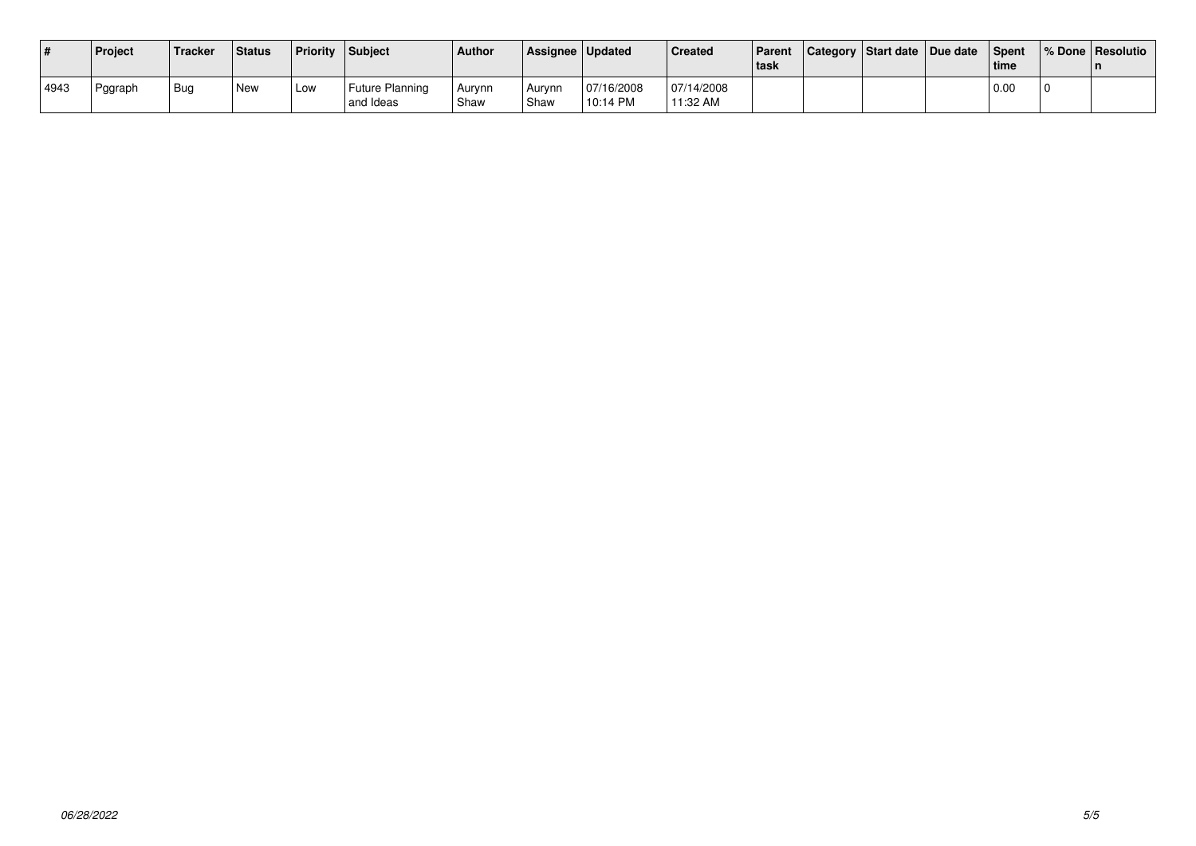| # | Project | Tracker | Status | Priority | Subject | Author | Assignee | Updated | Created | Parent task | Category | Start date | Due date | Spent time | % Done | Resolution |
|---|---|---|---|---|---|---|---|---|---|---|---|---|---|---|---|---|
| 4943 | Pggraph | Bug | New | Low | Future Planning and Ideas | Aurynn Shaw | Aurynn Shaw | 07/16/2008 10:14 PM | 07/14/2008 11:32 AM | | | | | 0.00 | 0 | |

*06/28/2022*